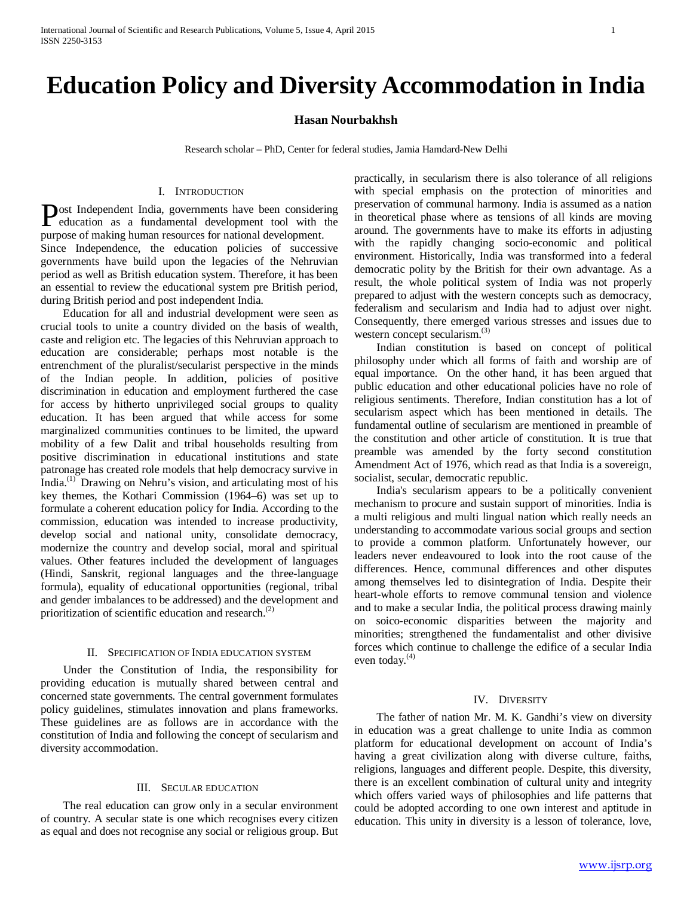# Education Policy and Diversity Accommodation in India

**Hasan Nourbakhsh**

Research scholar – PhD, Center for federal studies, Jamia Hamdard-New Delhi

## I. Introduction

Post Independent India, governments have been considering education as a fundamental development tool with the purpose of making human resources for national development.

Since Independence, the education policies of successive governments have build upon the legacies of the Nehruvian period as well as British education system. Therefore, it has been an essential to review the educational system pre British period, during British period and post independent India.

Education for all and industrial development were seen as crucial tools to unite a country divided on the basis of wealth, caste and religion etc. The legacies of this Nehruvian approach to education are considerable; perhaps most notable is the entrenchment of the pluralist/secularist perspective in the minds of the Indian people. In addition, policies of positive discrimination in education and employment furthered the case for access by hitherto unprivileged social groups to quality education. It has been argued that while access for some marginalized communities continues to be limited, the upward mobility of a few Dalit and tribal households resulting from positive discrimination in educational institutions and state patronage has created role models that help democracy survive in India.(1) Drawing on Nehru's vision, and articulating most of his key themes, the Kothari Commission (1964–6) was set up to formulate a coherent education policy for India. According to the commission, education was intended to increase productivity, develop social and national unity, consolidate democracy, modernize the country and develop social, moral and spiritual values. Other features included the development of languages (Hindi, Sanskrit, regional languages and the three-language formula), equality of educational opportunities (regional, tribal and gender imbalances to be addressed) and the development and prioritization of scientific education and research.(2)

## II. Specification of India education system

Under the Constitution of India, the responsibility for providing education is mutually shared between central and concerned state governments. The central government formulates policy guidelines, stimulates innovation and plans frameworks. These guidelines are as follows are in accordance with the constitution of India and following the concept of secularism and diversity accommodation.

## III. Secular education

The real education can grow only in a secular environment of country. A secular state is one which recognises every citizen as equal and does not recognise any social or religious group. But practically, in secularism there is also tolerance of all religions with special emphasis on the protection of minorities and preservation of communal harmony. India is assumed as a nation in theoretical phase where as tensions of all kinds are moving around. The governments have to make its efforts in adjusting with the rapidly changing socio-economic and political environment. Historically, India was transformed into a federal democratic polity by the British for their own advantage. As a result, the whole political system of India was not properly prepared to adjust with the western concepts such as democracy, federalism and secularism and India had to adjust over night. Consequently, there emerged various stresses and issues due to western concept secularism.(3)

Indian constitution is based on concept of political philosophy under which all forms of faith and worship are of equal importance. On the other hand, it has been argued that public education and other educational policies have no role of religious sentiments. Therefore, Indian constitution has a lot of secularism aspect which has been mentioned in details. The fundamental outline of secularism are mentioned in preamble of the constitution and other article of constitution. It is true that preamble was amended by the forty second constitution Amendment Act of 1976, which read as that India is a sovereign, socialist, secular, democratic republic.

India's secularism appears to be a politically convenient mechanism to procure and sustain support of minorities. India is a multi religious and multi lingual nation which really needs an understanding to accommodate various social groups and section to provide a common platform. Unfortunately however, our leaders never endeavoured to look into the root cause of the differences. Hence, communal differences and other disputes among themselves led to disintegration of India. Despite their heart-whole efforts to remove communal tension and violence and to make a secular India, the political process drawing mainly on soico-economic disparities between the majority and minorities; strengthened the fundamentalist and other divisive forces which continue to challenge the edifice of a secular India even today.(4)

## IV. Diversity

The father of nation Mr. M. K. Gandhi's view on diversity in education was a great challenge to unite India as common platform for educational development on account of India's having a great civilization along with diverse culture, faiths, religions, languages and different people. Despite, this diversity, there is an excellent combination of cultural unity and integrity which offers varied ways of philosophies and life patterns that could be adopted according to one own interest and aptitude in education. This unity in diversity is a lesson of tolerance, love,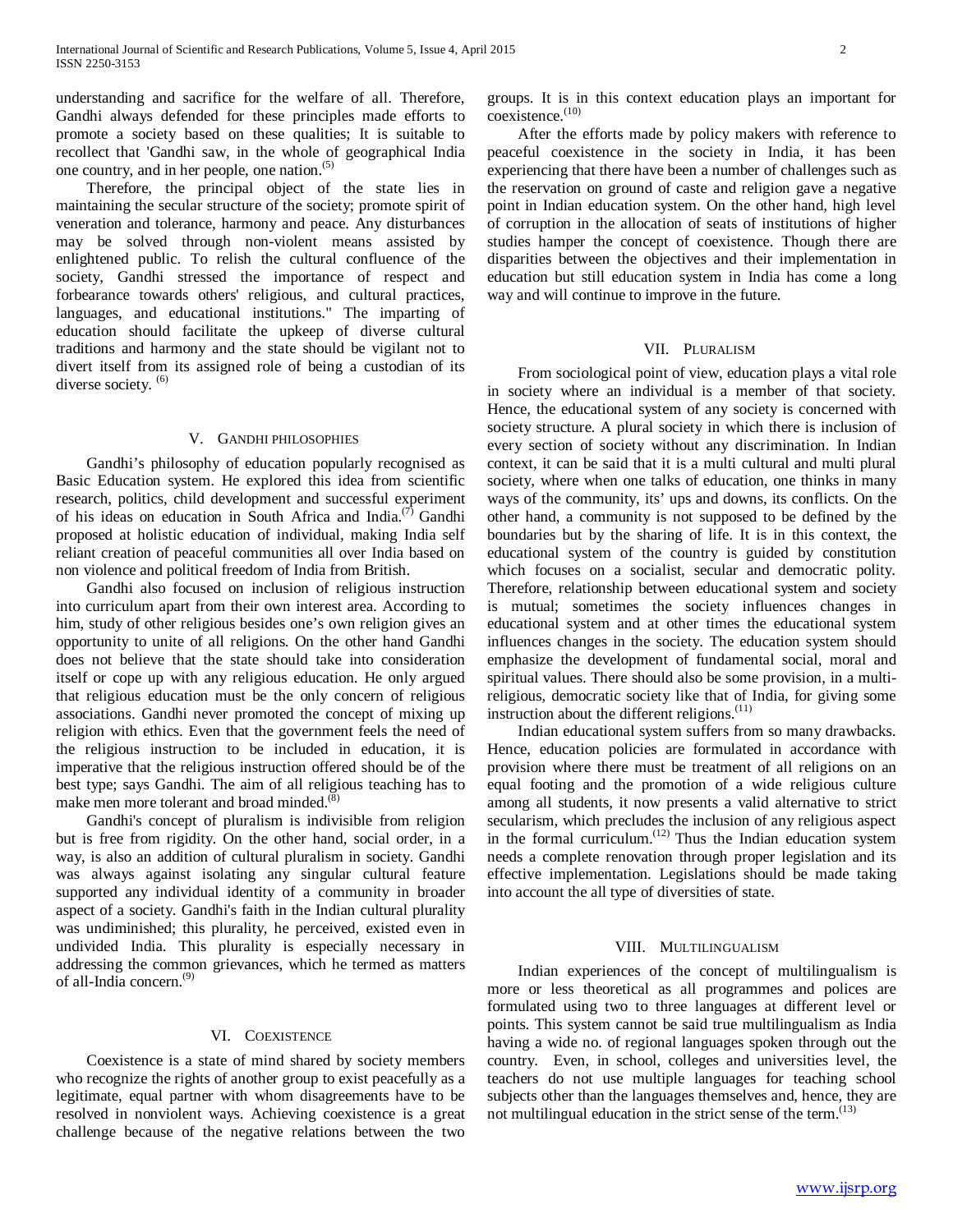understanding and sacrifice for the welfare of all. Therefore, Gandhi always defended for these principles made efforts to promote a society based on these qualities; It is suitable to recollect that 'Gandhi saw, in the whole of geographical India one country, and in her people, one nation.[5]

Therefore, the principal object of the state lies in maintaining the secular structure of the society; promote spirit of veneration and tolerance, harmony and peace. Any disturbances may be solved through non-violent means assisted by enlightened public. To relish the cultural confluence of the society, Gandhi stressed the importance of respect and forbearance towards others' religious, and cultural practices, languages, and educational institutions." The imparting of education should facilitate the upkeep of diverse cultural traditions and harmony and the state should be vigilant not to divert itself from its assigned role of being a custodian of its diverse society. [6]

## V. Gandhi philosophies

Gandhi's philosophy of education popularly recognised as Basic Education system. He explored this idea from scientific research, politics, child development and successful experiment of his ideas on education in South Africa and India.[7] Gandhi proposed at holistic education of individual, making India self reliant creation of peaceful communities all over India based on non violence and political freedom of India from British.

Gandhi also focused on inclusion of religious instruction into curriculum apart from their own interest area. According to him, study of other religious besides one's own religion gives an opportunity to unite of all religions. On the other hand Gandhi does not believe that the state should take into consideration itself or cope up with any religious education. He only argued that religious education must be the only concern of religious associations. Gandhi never promoted the concept of mixing up religion with ethics. Even that the government feels the need of the religious instruction to be included in education, it is imperative that the religious instruction offered should be of the best type; says Gandhi. The aim of all religious teaching has to make men more tolerant and broad minded.[8]

Gandhi's concept of pluralism is indivisible from religion but is free from rigidity. On the other hand, social order, in a way, is also an addition of cultural pluralism in society. Gandhi was always against isolating any singular cultural feature supported any individual identity of a community in broader aspect of a society. Gandhi's faith in the Indian cultural plurality was undiminished; this plurality, he perceived, existed even in undivided India. This plurality is especially necessary in addressing the common grievances, which he termed as matters of all-India concern.[9]

## VI. Coexistence

Coexistence is a state of mind shared by society members who recognize the rights of another group to exist peacefully as a legitimate, equal partner with whom disagreements have to be resolved in nonviolent ways. Achieving coexistence is a great challenge because of the negative relations between the two groups. It is in this context education plays an important for coexistence.[10]

After the efforts made by policy makers with reference to peaceful coexistence in the society in India, it has been experiencing that there have been a number of challenges such as the reservation on ground of caste and religion gave a negative point in Indian education system. On the other hand, high level of corruption in the allocation of seats of institutions of higher studies hamper the concept of coexistence. Though there are disparities between the objectives and their implementation in education but still education system in India has come a long way and will continue to improve in the future.

## VII. Pluralism

From sociological point of view, education plays a vital role in society where an individual is a member of that society. Hence, the educational system of any society is concerned with society structure. A plural society in which there is inclusion of every section of society without any discrimination. In Indian context, it can be said that it is a multi cultural and multi plural society, where when one talks of education, one thinks in many ways of the community, its' ups and downs, its conflicts. On the other hand, a community is not supposed to be defined by the boundaries but by the sharing of life. It is in this context, the educational system of the country is guided by constitution which focuses on a socialist, secular and democratic polity. Therefore, relationship between educational system and society is mutual; sometimes the society influences changes in educational system and at other times the educational system influences changes in the society. The education system should emphasize the development of fundamental social, moral and spiritual values. There should also be some provision, in a multi-religious, democratic society like that of India, for giving some instruction about the different religions.[11]

Indian educational system suffers from so many drawbacks. Hence, education policies are formulated in accordance with provision where there must be treatment of all religions on an equal footing and the promotion of a wide religious culture among all students, it now presents a valid alternative to strict secularism, which precludes the inclusion of any religious aspect in the formal curriculum.[12] Thus the Indian education system needs a complete renovation through proper legislation and its effective implementation. Legislations should be made taking into account the all type of diversities of state.

## VIII. Multilingualism

Indian experiences of the concept of multilingualism is more or less theoretical as all programmes and polices are formulated using two to three languages at different level or points. This system cannot be said true multilingualism as India having a wide no. of regional languages spoken through out the country. Even, in school, colleges and universities level, the teachers do not use multiple languages for teaching school subjects other than the languages themselves and, hence, they are not multilingual education in the strict sense of the term.[13]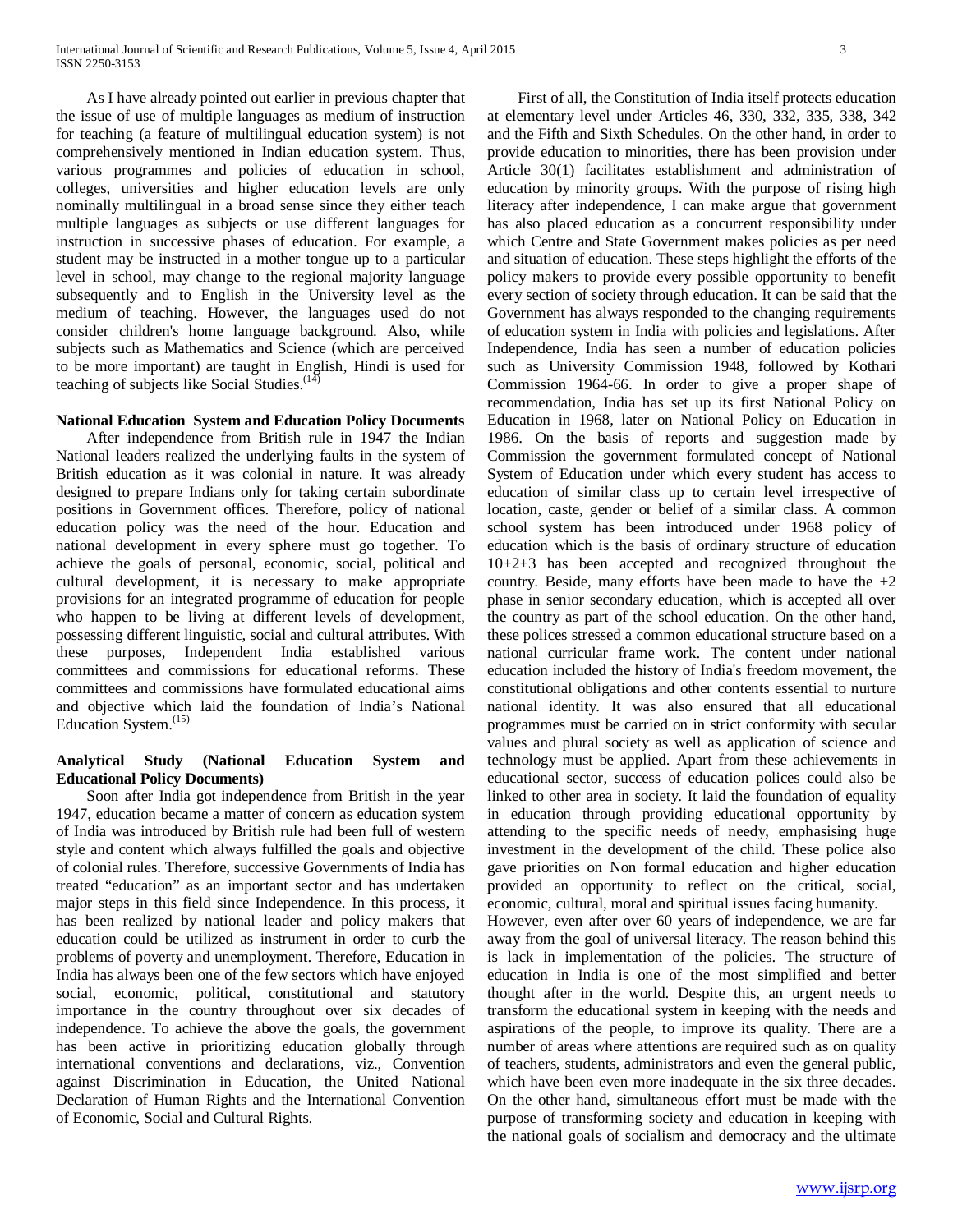As I have already pointed out earlier in previous chapter that the issue of use of multiple languages as medium of instruction for teaching (a feature of multilingual education system) is not comprehensively mentioned in Indian education system. Thus, various programmes and policies of education in school, colleges, universities and higher education levels are only nominally multilingual in a broad sense since they either teach multiple languages as subjects or use different languages for instruction in successive phases of education. For example, a student may be instructed in a mother tongue up to a particular level in school, may change to the regional majority language subsequently and to English in the University level as the medium of teaching. However, the languages used do not consider children's home language background. Also, while subjects such as Mathematics and Science (which are perceived to be more important) are taught in English, Hindi is used for teaching of subjects like Social Studies.(14)

**National Education System and Education Policy Documents**

After independence from British rule in 1947 the Indian National leaders realized the underlying faults in the system of British education as it was colonial in nature. It was already designed to prepare Indians only for taking certain subordinate positions in Government offices. Therefore, policy of national education policy was the need of the hour. Education and national development in every sphere must go together. To achieve the goals of personal, economic, social, political and cultural development, it is necessary to make appropriate provisions for an integrated programme of education for people who happen to be living at different levels of development, possessing different linguistic, social and cultural attributes. With these purposes, Independent India established various committees and commissions for educational reforms. These committees and commissions have formulated educational aims and objective which laid the foundation of India's National Education System.(15)

**Analytical Study (National Education System and Educational Policy Documents)**

Soon after India got independence from British in the year 1947, education became a matter of concern as education system of India was introduced by British rule had been full of western style and content which always fulfilled the goals and objective of colonial rules. Therefore, successive Governments of India has treated "education" as an important sector and has undertaken major steps in this field since Independence. In this process, it has been realized by national leader and policy makers that education could be utilized as instrument in order to curb the problems of poverty and unemployment. Therefore, Education in India has always been one of the few sectors which have enjoyed social, economic, political, constitutional and statutory importance in the country throughout over six decades of independence. To achieve the above the goals, the government has been active in prioritizing education globally through international conventions and declarations, viz., Convention against Discrimination in Education, the United National Declaration of Human Rights and the International Convention of Economic, Social and Cultural Rights.

First of all, the Constitution of India itself protects education at elementary level under Articles 46, 330, 332, 335, 338, 342 and the Fifth and Sixth Schedules. On the other hand, in order to provide education to minorities, there has been provision under Article 30(1) facilitates establishment and administration of education by minority groups. With the purpose of rising high literacy after independence, I can make argue that government has also placed education as a concurrent responsibility under which Centre and State Government makes policies as per need and situation of education. These steps highlight the efforts of the policy makers to provide every possible opportunity to benefit every section of society through education. It can be said that the Government has always responded to the changing requirements of education system in India with policies and legislations. After Independence, India has seen a number of education policies such as University Commission 1948, followed by Kothari Commission 1964-66. In order to give a proper shape of recommendation, India has set up its first National Policy on Education in 1968, later on National Policy on Education in 1986. On the basis of reports and suggestion made by Commission the government formulated concept of National System of Education under which every student has access to education of similar class up to certain level irrespective of location, caste, gender or belief of a similar class. A common school system has been introduced under 1968 policy of education which is the basis of ordinary structure of education 10+2+3 has been accepted and recognized throughout the country. Beside, many efforts have been made to have the +2 phase in senior secondary education, which is accepted all over the country as part of the school education. On the other hand, these polices stressed a common educational structure based on a national curricular frame work. The content under national education included the history of India's freedom movement, the constitutional obligations and other contents essential to nurture national identity. It was also ensured that all educational programmes must be carried on in strict conformity with secular values and plural society as well as application of science and technology must be applied. Apart from these achievements in educational sector, success of education polices could also be linked to other area in society. It laid the foundation of equality in education through providing educational opportunity by attending to the specific needs of needy, emphasising huge investment in the development of the child. These police also gave priorities on Non formal education and higher education provided an opportunity to reflect on the critical, social, economic, cultural, moral and spiritual issues facing humanity.

However, even after over 60 years of independence, we are far away from the goal of universal literacy. The reason behind this is lack in implementation of the policies. The structure of education in India is one of the most simplified and better thought after in the world. Despite this, an urgent needs to transform the educational system in keeping with the needs and aspirations of the people, to improve its quality. There are a number of areas where attentions are required such as on quality of teachers, students, administrators and even the general public, which have been even more inadequate in the six three decades. On the other hand, simultaneous effort must be made with the purpose of transforming society and education in keeping with the national goals of socialism and democracy and the ultimate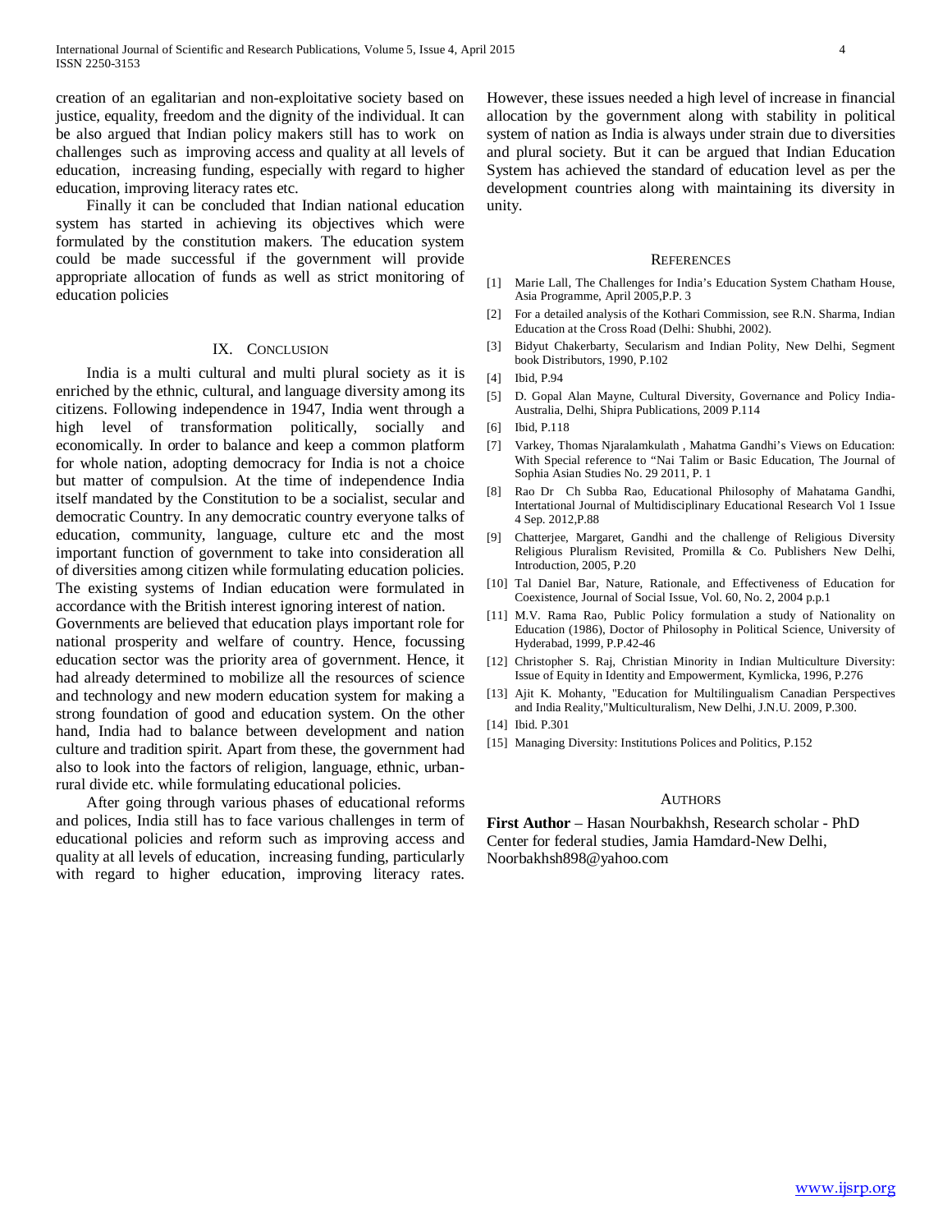creation of an egalitarian and non-exploitative society based on justice, equality, freedom and the dignity of the individual. It can be also argued that Indian policy makers still has to work on challenges such as improving access and quality at all levels of education, increasing funding, especially with regard to higher education, improving literacy rates etc.

Finally it can be concluded that Indian national education system has started in achieving its objectives which were formulated by the constitution makers. The education system could be made successful if the government will provide appropriate allocation of funds as well as strict monitoring of education policies

## IX. Conclusion

India is a multi cultural and multi plural society as it is enriched by the ethnic, cultural, and language diversity among its citizens. Following independence in 1947, India went through a high level of transformation politically, socially and economically. In order to balance and keep a common platform for whole nation, adopting democracy for India is not a choice but matter of compulsion. At the time of independence India itself mandated by the Constitution to be a socialist, secular and democratic Country. In any democratic country everyone talks of education, community, language, culture etc and the most important function of government to take into consideration all of diversities among citizen while formulating education policies. The existing systems of Indian education were formulated in accordance with the British interest ignoring interest of nation.
Governments are believed that education plays important role for national prosperity and welfare of country. Hence, focussing education sector was the priority area of government. Hence, it had already determined to mobilize all the resources of science and technology and new modern education system for making a strong foundation of good and education system. On the other hand, India had to balance between development and nation culture and tradition spirit. Apart from these, the government had also to look into the factors of religion, language, ethnic, urban-rural divide etc. while formulating educational policies.

After going through various phases of educational reforms and polices, India still has to face various challenges in term of educational policies and reform such as improving access and quality at all levels of education, increasing funding, particularly with regard to higher education, improving literacy rates. However, these issues needed a high level of increase in financial allocation by the government along with stability in political system of nation as India is always under strain due to diversities and plural society. But it can be argued that Indian Education System has achieved the standard of education level as per the development countries along with maintaining its diversity in unity.

## References

[1] Marie Lall, The Challenges for India's Education System Chatham House, Asia Programme, April 2005,P.P. 3

[2] For a detailed analysis of the Kothari Commission, see R.N. Sharma, Indian Education at the Cross Road (Delhi: Shubhi, 2002).

[3] Bidyut Chakerbarty, Secularism and Indian Polity, New Delhi, Segment book Distributors, 1990, P.102

[4] Ibid, P.94

[5] D. Gopal Alan Mayne, Cultural Diversity, Governance and Policy India-Australia, Delhi, Shipra Publications, 2009 P.114

[6] Ibid, P.118

[7] Varkey, Thomas Njaralamkulath , Mahatma Gandhi's Views on Education: With Special reference to "Nai Talim or Basic Education, The Journal of Sophia Asian Studies No. 29 2011, P. 1

[8] Rao Dr Ch Subba Rao, Educational Philosophy of Mahatama Gandhi, Intertational Journal of Multidisciplinary Educational Research Vol 1 Issue 4 Sep. 2012,P.88

[9] Chatterjee, Margaret, Gandhi and the challenge of Religious Diversity Religious Pluralism Revisited, Promilla & Co. Publishers New Delhi, Introduction, 2005, P.20

[10] Tal Daniel Bar, Nature, Rationale, and Effectiveness of Education for Coexistence, Journal of Social Issue, Vol. 60, No. 2, 2004 p.p.1

[11] M.V. Rama Rao, Public Policy formulation a study of Nationality on Education (1986), Doctor of Philosophy in Political Science, University of Hyderabad, 1999, P.P.42-46

[12] Christopher S. Raj, Christian Minority in Indian Multiculture Diversity: Issue of Equity in Identity and Empowerment, Kymlicka, 1996, P.276

[13] Ajit K. Mohanty, "Education for Multilingualism Canadian Perspectives and India Reality,"Multiculturalism, New Delhi, J.N.U. 2009, P.300.

[14] Ibid. P.301

[15] Managing Diversity: Institutions Polices and Politics, P.152

## Authors

**First Author** – Hasan Nourbakhsh, Research scholar - PhD Center for federal studies, Jamia Hamdard-New Delhi, Noorbakhsh898@yahoo.com